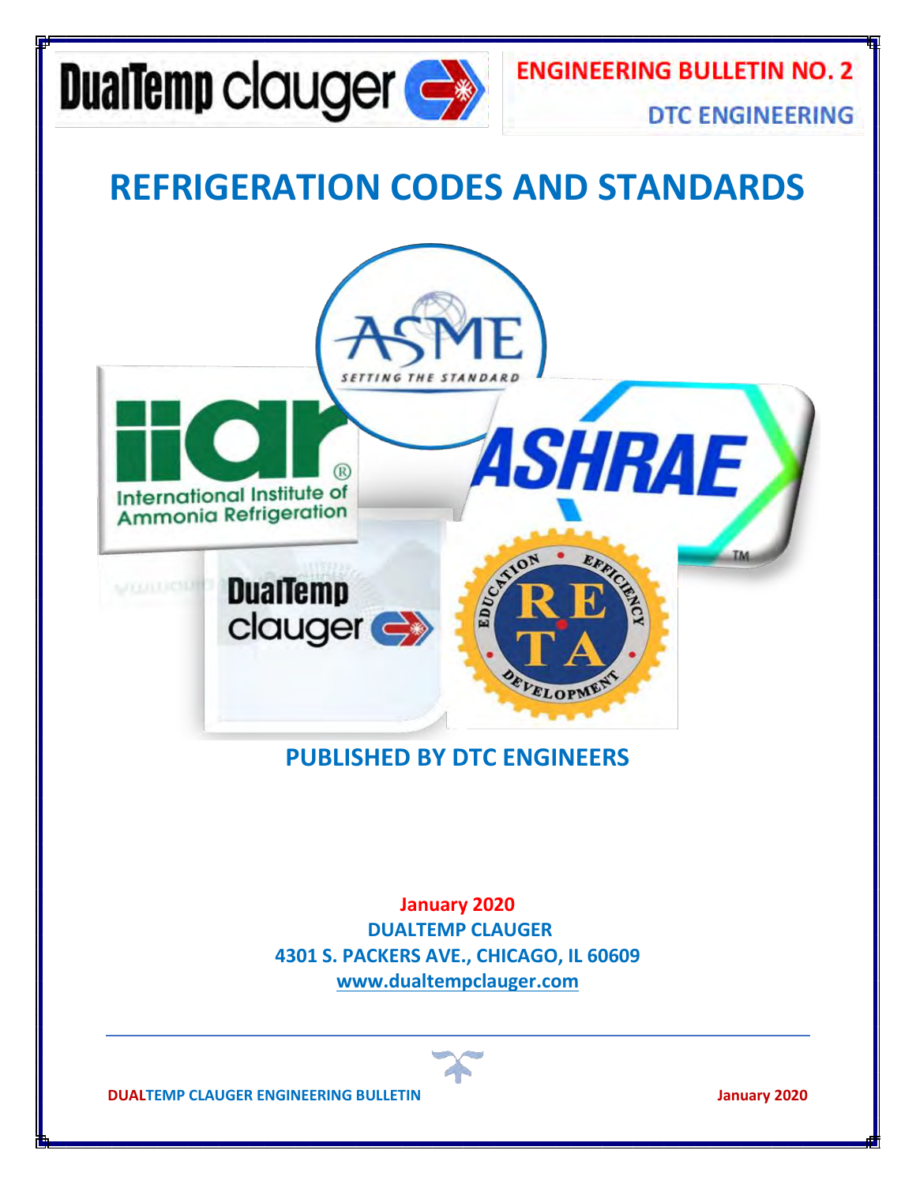DualTemp clauger

**ENGINEERING BULLETIN NO. 2**

**DTC ENGINEERING**

# REFRIGERATION CODES AND STANDARDS

## PUBLISHED BY DTC ENGINEERS

**January 2020**
**DUALTEMP CLAUGER**
**4301 S. PACKERS AVE., CHICAGO, IL 60609**
**www.dualtempclauger.com**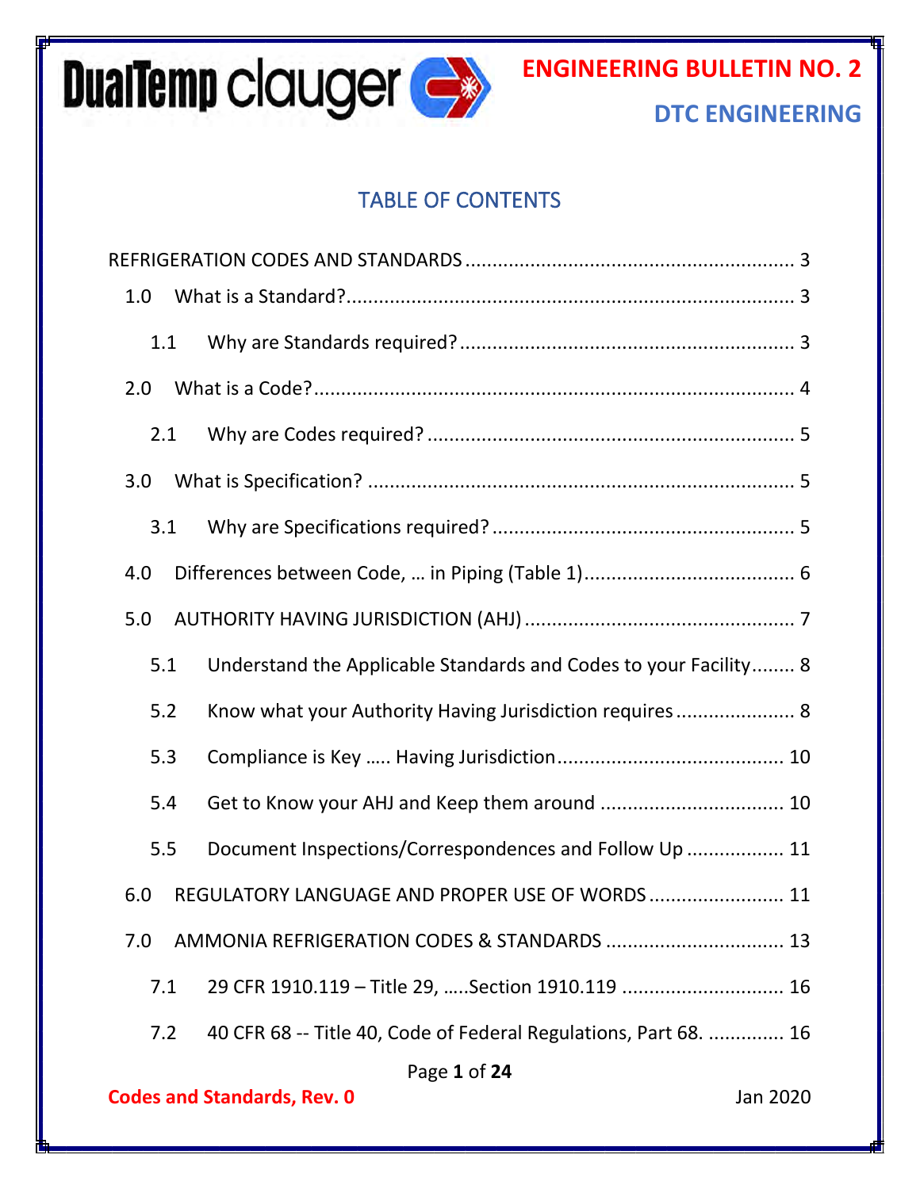# ENGINEERING BULLETIN NO. 2

## DTC ENGINEERING

## TABLE OF CONTENTS

REFRIGERATION CODES AND STANDARDS ........................................................... 3

- 1.0 What is a Standard? ................................................................................ 3
  - 1.1 Why are Standards required? ........................................................... 3
- 2.0 What is a Code? ...................................................................................... 4
  - 2.1 Why are Codes required? .................................................................. 5
- 3.0 What is Specification? ............................................................................ 5
  - 3.1 Why are Specifications required? ...................................................... 5
- 4.0 Differences between Code, … in Piping (Table 1) ...................................... 6
- 5.0 AUTHORITY HAVING JURISDICTION (AHJ) ................................................ 7
  - 5.1 Understand the Applicable Standards and Codes to your Facility ........ 8
  - 5.2 Know what your Authority Having Jurisdiction requires ..................... 8
  - 5.3 Compliance is Key ….. Having Jurisdiction ........................................ 10
  - 5.4 Get to Know your AHJ and Keep them around ................................ 10
  - 5.5 Document Inspections/Correspondences and Follow Up ................. 11
- 6.0 REGULATORY LANGUAGE AND PROPER USE OF WORDS ........................ 11
- 7.0 AMMONIA REFRIGERATION CODES & STANDARDS ................................ 13
  - 7.1 29 CFR 1910.119 – Title 29, …..Section 1910.119 ............................ 16
  - 7.2 40 CFR 68 -- Title 40, Code of Federal Regulations, Part 68. ............. 16

Codes and Standards, Rev. 0 — Jan 2020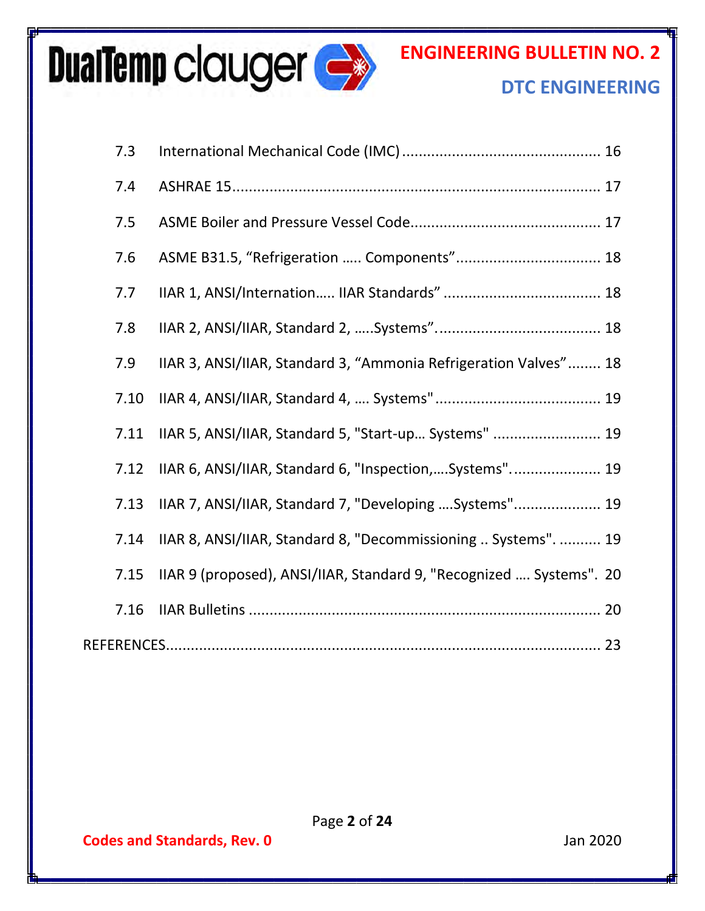7.3 International Mechanical Code (IMC) ................................................ 16

7.4 ASHRAE 15 ......................................................................................... 17

7.5 ASME Boiler and Pressure Vessel Code............................................. 17

7.6 ASME B31.5, “Refrigeration ….. Components” .................................. 18

7.7 IIAR 1, ANSI/Internation….. IIAR Standards” ...................................... 18

7.8 IIAR 2, ANSI/IIAR, Standard 2, …..Systems”. ...................................... 18

7.9 IIAR 3, ANSI/IIAR, Standard 3, “Ammonia Refrigeration Valves” ........ 18

7.10 IIAR 4, ANSI/IIAR, Standard 4, …. Systems" ....................................... 19

7.11 IIAR 5, ANSI/IIAR, Standard 5, "Start-up… Systems" ......................... 19

7.12 IIAR 6, ANSI/IIAR, Standard 6, "Inspection,….Systems". .................... 19

7.13 IIAR 7, ANSI/IIAR, Standard 7, "Developing ….Systems" .................... 19

7.14 IIAR 8, ANSI/IIAR, Standard 8, "Decommissioning .. Systems". .......... 19

7.15 IIAR 9 (proposed), ANSI/IIAR, Standard 9, "Recognized …. Systems". 20

7.16 IIAR Bulletins ...................................................................................... 20

REFERENCES ......................................................................................... 23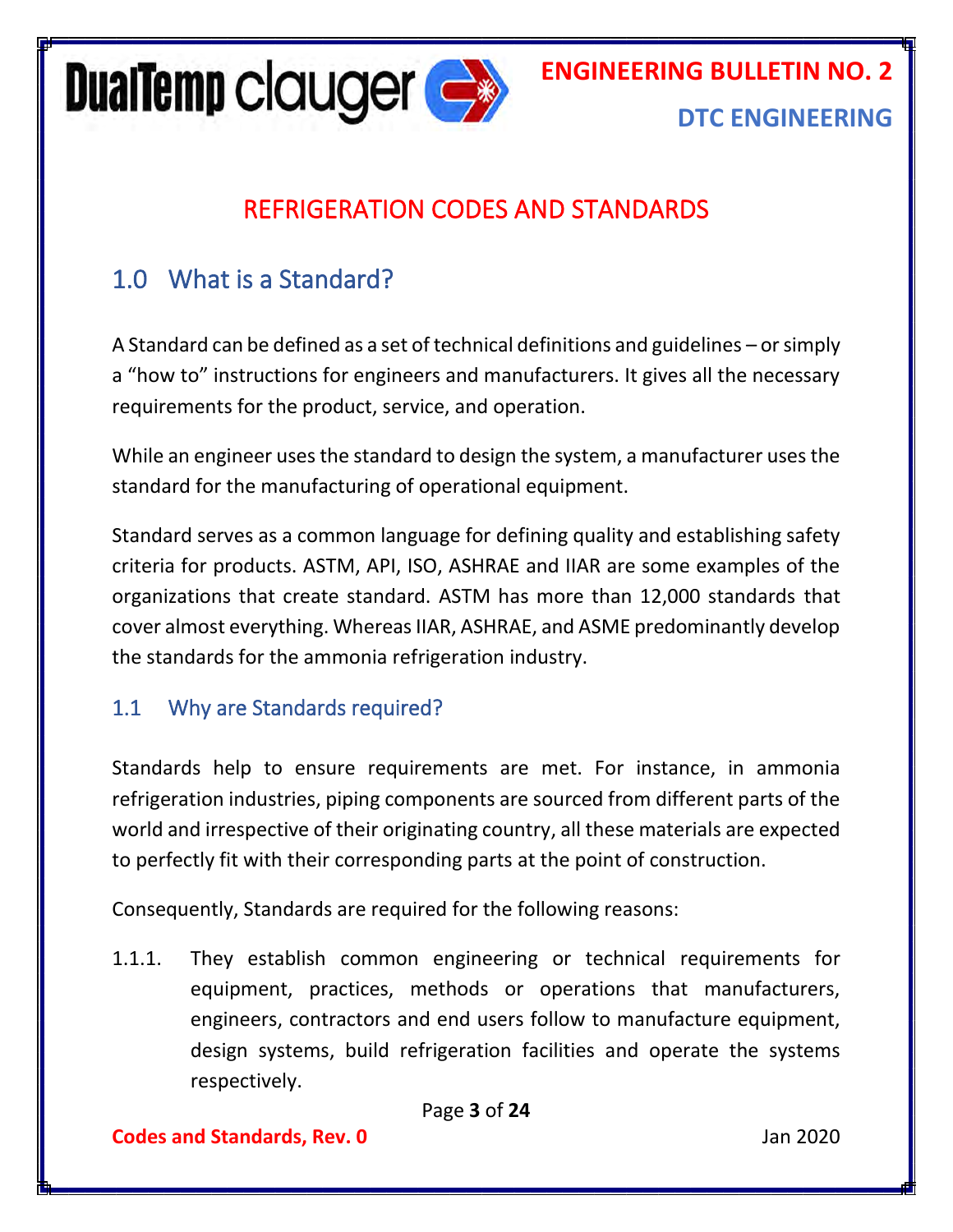# REFRIGERATION CODES AND STANDARDS

## 1.0 What is a Standard?

A Standard can be defined as a set of technical definitions and guidelines – or simply a "how to" instructions for engineers and manufacturers. It gives all the necessary requirements for the product, service, and operation.

While an engineer uses the standard to design the system, a manufacturer uses the standard for the manufacturing of operational equipment.

Standard serves as a common language for defining quality and establishing safety criteria for products. ASTM, API, ISO, ASHRAE and IIAR are some examples of the organizations that create standard. ASTM has more than 12,000 standards that cover almost everything. Whereas IIAR, ASHRAE, and ASME predominantly develop the standards for the ammonia refrigeration industry.

### 1.1 Why are Standards required?

Standards help to ensure requirements are met. For instance, in ammonia refrigeration industries, piping components are sourced from different parts of the world and irrespective of their originating country, all these materials are expected to perfectly fit with their corresponding parts at the point of construction.

Consequently, Standards are required for the following reasons:

1.1.1. They establish common engineering or technical requirements for equipment, practices, methods or operations that manufacturers, engineers, contractors and end users follow to manufacture equipment, design systems, build refrigeration facilities and operate the systems respectively.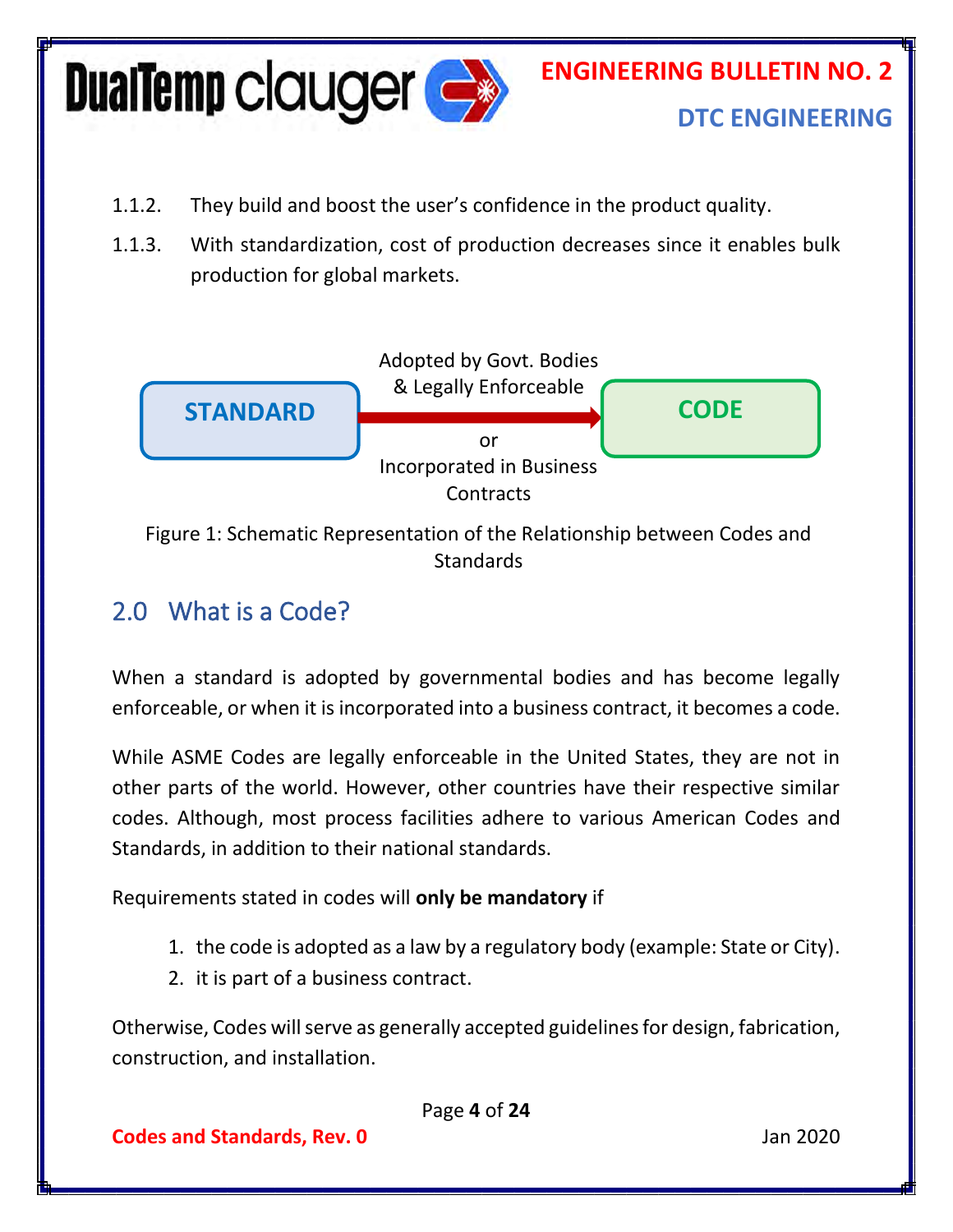1.1.2. They build and boost the user's confidence in the product quality.

1.1.3. With standardization, cost of production decreases since it enables bulk production for global markets.

STANDARD → CODE

Adopted by Govt. Bodies & Legally Enforceable

or

Incorporated in Business Contracts

Figure 1: Schematic Representation of the Relationship between Codes and Standards

## 2.0 What is a Code?

When a standard is adopted by governmental bodies and has become legally enforceable, or when it is incorporated into a business contract, it becomes a code.

While ASME Codes are legally enforceable in the United States, they are not in other parts of the world. However, other countries have their respective similar codes. Although, most process facilities adhere to various American Codes and Standards, in addition to their national standards.

Requirements stated in codes will **only be mandatory** if

1. the code is adopted as a law by a regulatory body (example: State or City).
2. it is part of a business contract.

Otherwise, Codes will serve as generally accepted guidelines for design, fabrication, construction, and installation.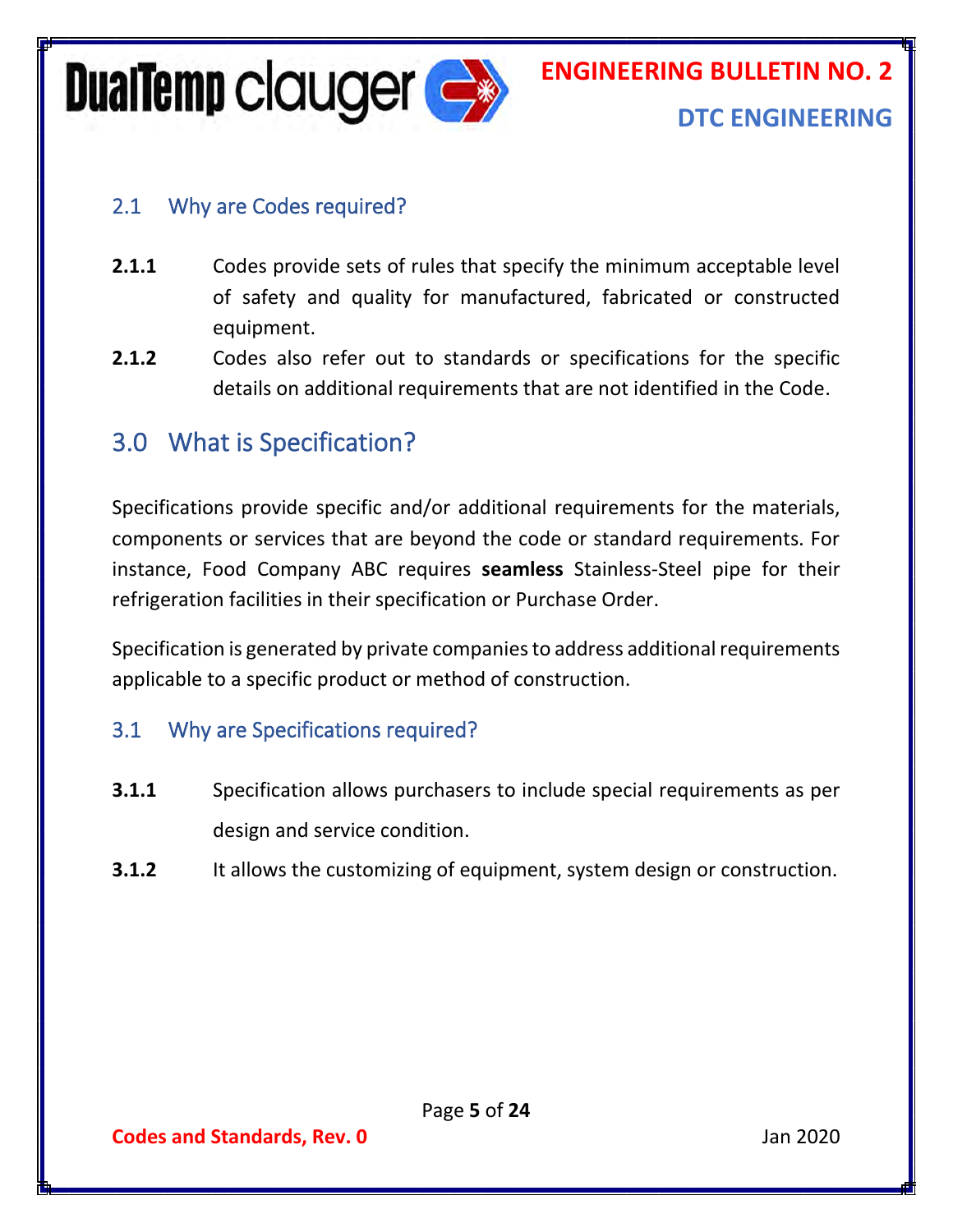### 2.1 Why are Codes required?

**2.1.1** Codes provide sets of rules that specify the minimum acceptable level of safety and quality for manufactured, fabricated or constructed equipment.

**2.1.2** Codes also refer out to standards or specifications for the specific details on additional requirements that are not identified in the Code.

## 3.0 What is Specification?

Specifications provide specific and/or additional requirements for the materials, components or services that are beyond the code or standard requirements. For instance, Food Company ABC requires **seamless** Stainless-Steel pipe for their refrigeration facilities in their specification or Purchase Order.

Specification is generated by private companies to address additional requirements applicable to a specific product or method of construction.

### 3.1 Why are Specifications required?

**3.1.1** Specification allows purchasers to include special requirements as per design and service condition.

**3.1.2** It allows the customizing of equipment, system design or construction.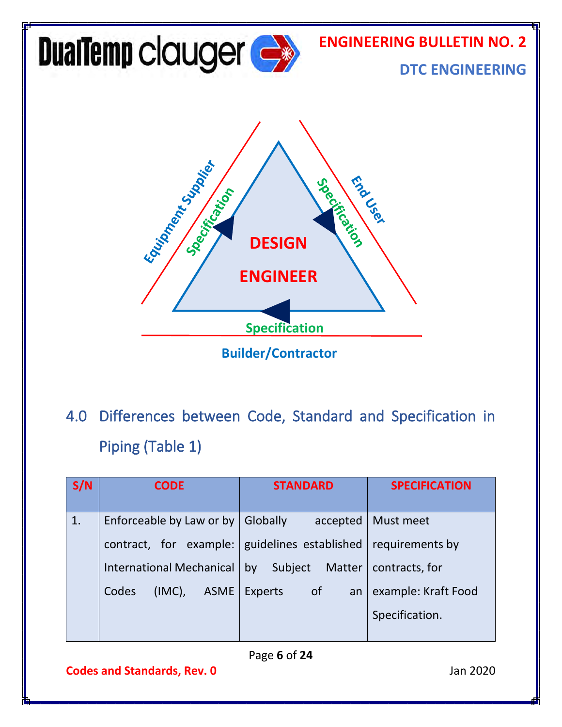Equipment Supplier

Specification

Specification

End User

DESIGN ENGINEER

Specification

Builder/Contractor

## 4.0 Differences between Code, Standard and Specification in Piping (Table 1)

| S/N | CODE | STANDARD | SPECIFICATION |
|---|---|---|---|
| 1. | Enforceable by Law or by contract, for example: International Mechanical Codes (IMC), ASME | Globally accepted guidelines established by Subject Matter Experts of an | Must meet requirements by contracts, for example: Kraft Food Specification. |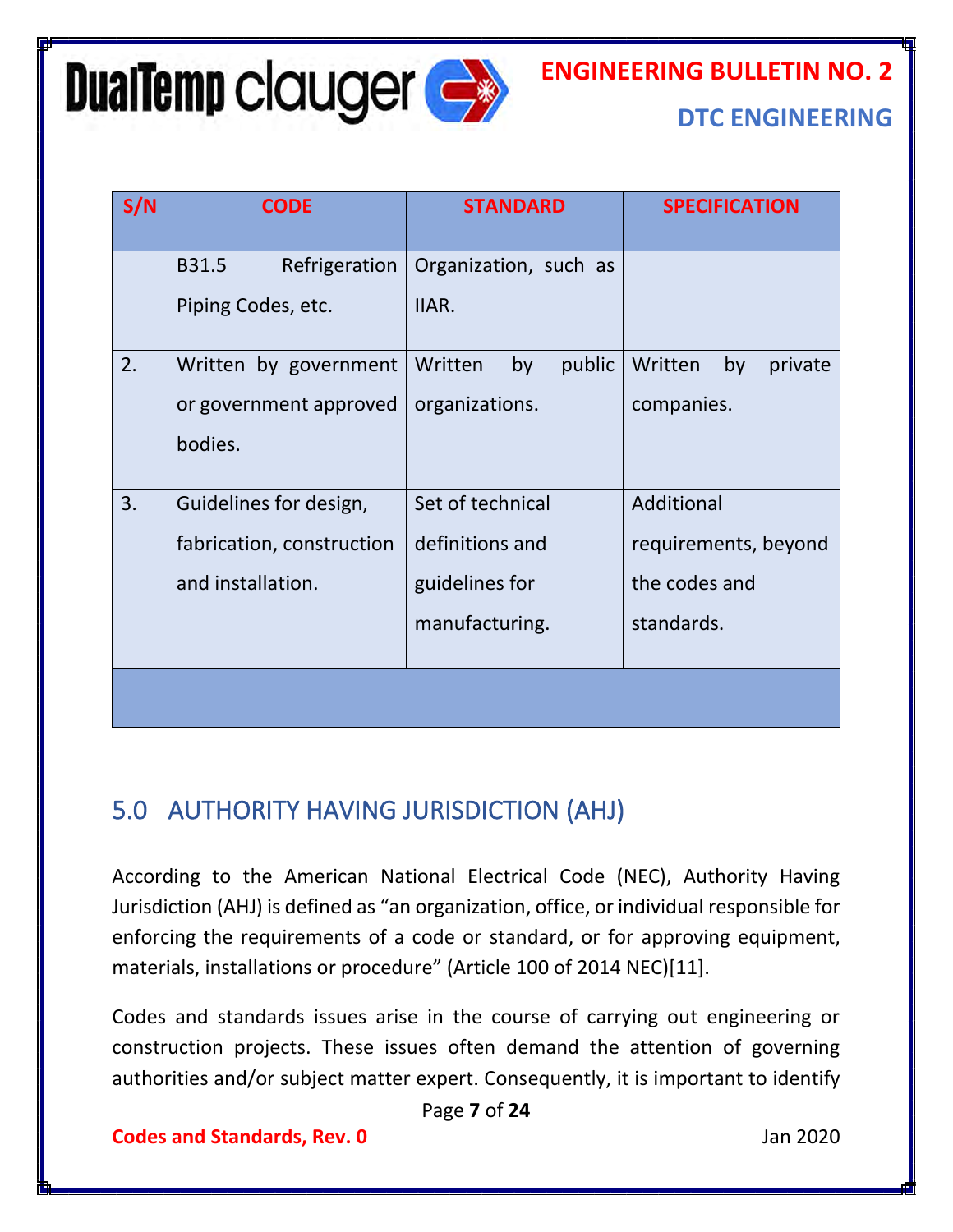| S/N | CODE | STANDARD | SPECIFICATION |
|---|---|---|---|
| | B31.5 Refrigeration Piping Codes, etc. | Organization, such as IIAR. | |
| 2. | Written by government or government approved bodies. | Written by public organizations. | Written by private companies. |
| 3. | Guidelines for design, fabrication, construction and installation. | Set of technical definitions and guidelines for manufacturing. | Additional requirements, beyond the codes and standards. |
| | | | |

## 5.0 AUTHORITY HAVING JURISDICTION (AHJ)

According to the American National Electrical Code (NEC), Authority Having Jurisdiction (AHJ) is defined as "an organization, office, or individual responsible for enforcing the requirements of a code or standard, or for approving equipment, materials, installations or procedure" (Article 100 of 2014 NEC)[11].

Codes and standards issues arise in the course of carrying out engineering or construction projects. These issues often demand the attention of governing authorities and/or subject matter expert. Consequently, it is important to identify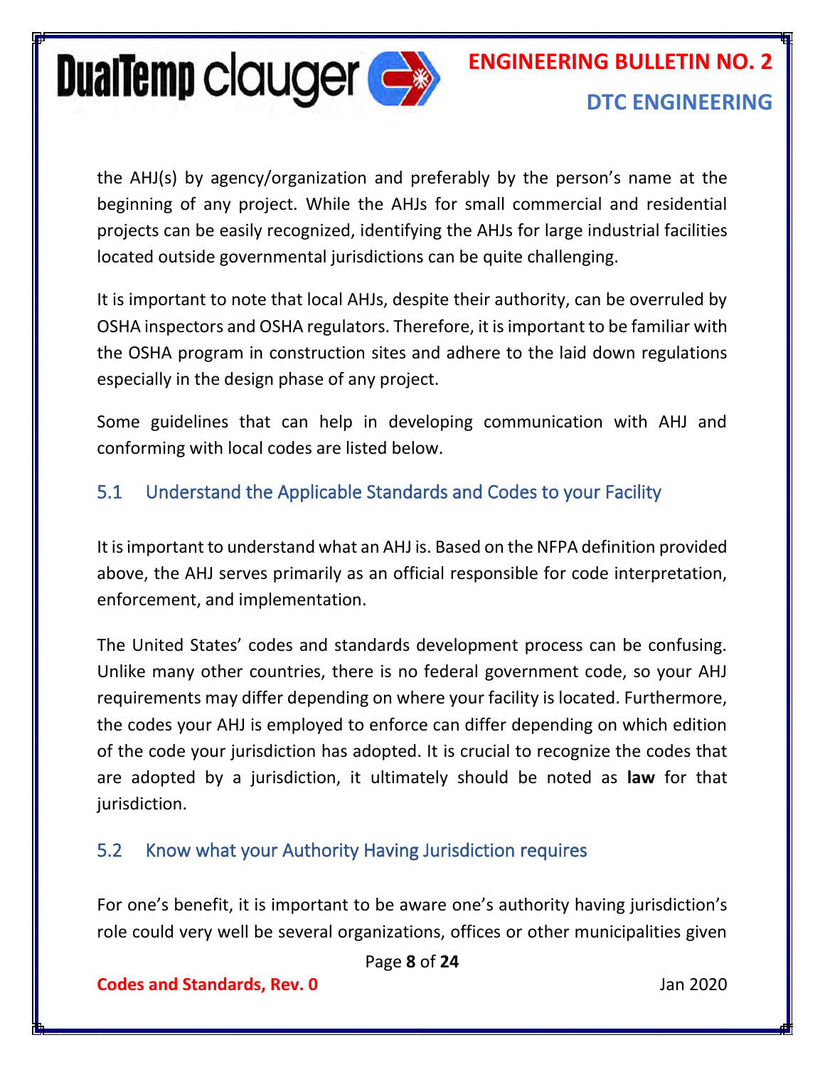the AHJ(s) by agency/organization and preferably by the person's name at the beginning of any project. While the AHJs for small commercial and residential projects can be easily recognized, identifying the AHJs for large industrial facilities located outside governmental jurisdictions can be quite challenging.

It is important to note that local AHJs, despite their authority, can be overruled by OSHA inspectors and OSHA regulators. Therefore, it is important to be familiar with the OSHA program in construction sites and adhere to the laid down regulations especially in the design phase of any project.

Some guidelines that can help in developing communication with AHJ and conforming with local codes are listed below.

## 5.1 Understand the Applicable Standards and Codes to your Facility

It is important to understand what an AHJ is. Based on the NFPA definition provided above, the AHJ serves primarily as an official responsible for code interpretation, enforcement, and implementation.

The United States' codes and standards development process can be confusing. Unlike many other countries, there is no federal government code, so your AHJ requirements may differ depending on where your facility is located. Furthermore, the codes your AHJ is employed to enforce can differ depending on which edition of the code your jurisdiction has adopted. It is crucial to recognize the codes that are adopted by a jurisdiction, it ultimately should be noted as **law** for that jurisdiction.

## 5.2 Know what your Authority Having Jurisdiction requires

For one's benefit, it is important to be aware one's authority having jurisdiction's role could very well be several organizations, offices or other municipalities given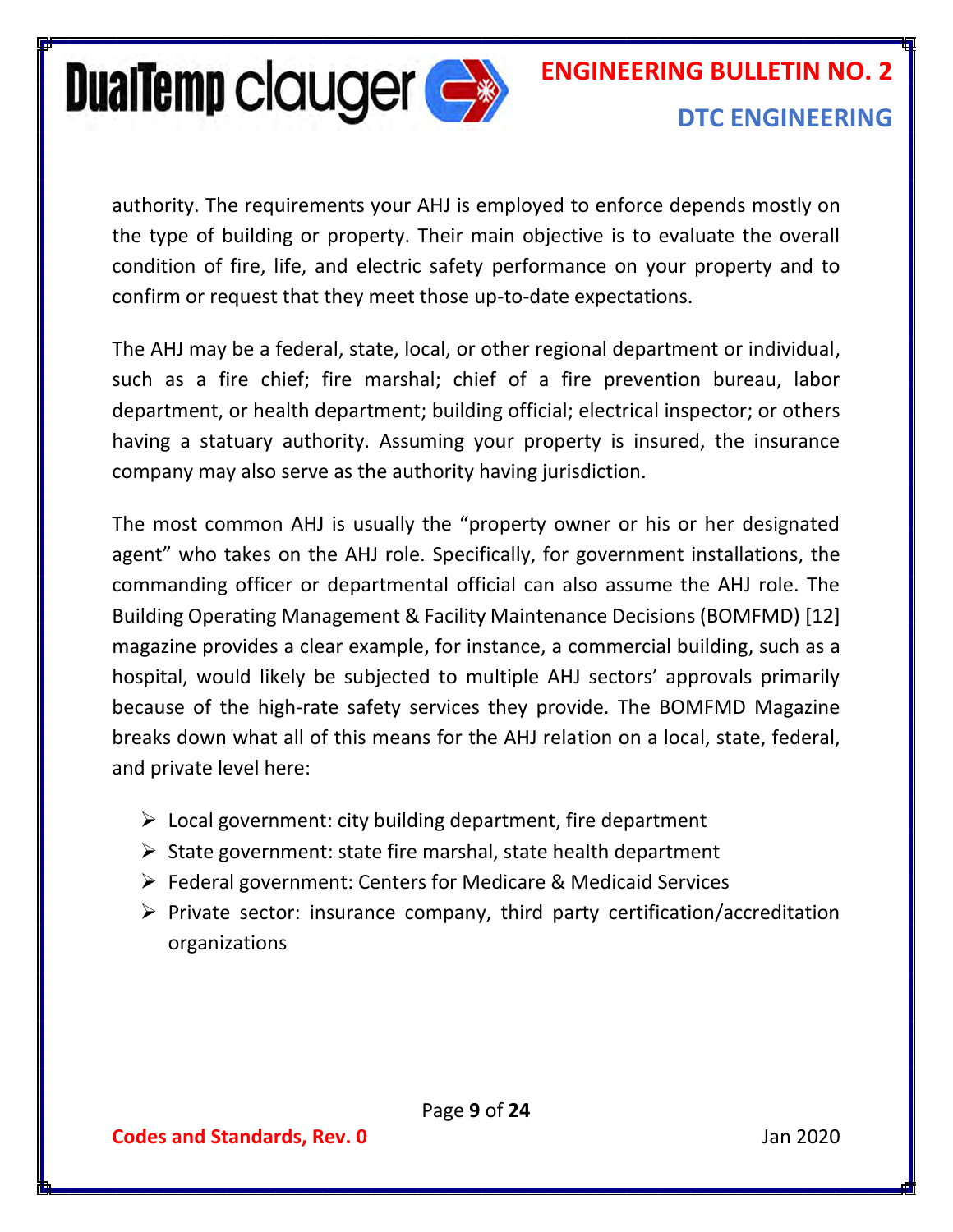authority. The requirements your AHJ is employed to enforce depends mostly on the type of building or property. Their main objective is to evaluate the overall condition of fire, life, and electric safety performance on your property and to confirm or request that they meet those up-to-date expectations.

The AHJ may be a federal, state, local, or other regional department or individual, such as a fire chief; fire marshal; chief of a fire prevention bureau, labor department, or health department; building official; electrical inspector; or others having a statuary authority. Assuming your property is insured, the insurance company may also serve as the authority having jurisdiction.

The most common AHJ is usually the "property owner or his or her designated agent" who takes on the AHJ role. Specifically, for government installations, the commanding officer or departmental official can also assume the AHJ role. The Building Operating Management & Facility Maintenance Decisions (BOMFMD) [12] magazine provides a clear example, for instance, a commercial building, such as a hospital, would likely be subjected to multiple AHJ sectors' approvals primarily because of the high-rate safety services they provide. The BOMFMD Magazine breaks down what all of this means for the AHJ relation on a local, state, federal, and private level here:

- Local government: city building department, fire department
- State government: state fire marshal, state health department
- Federal government: Centers for Medicare & Medicaid Services
- Private sector: insurance company, third party certification/accreditation organizations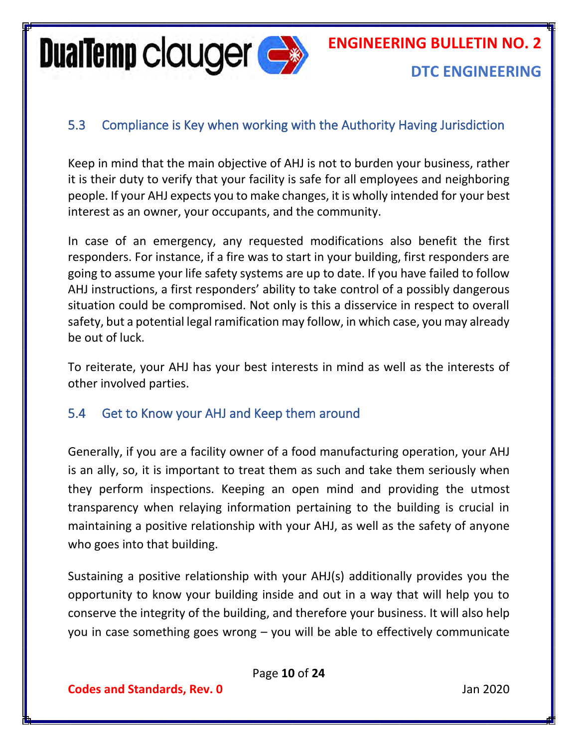## 5.3 Compliance is Key when working with the Authority Having Jurisdiction

Keep in mind that the main objective of AHJ is not to burden your business, rather it is their duty to verify that your facility is safe for all employees and neighboring people. If your AHJ expects you to make changes, it is wholly intended for your best interest as an owner, your occupants, and the community.

In case of an emergency, any requested modifications also benefit the first responders. For instance, if a fire was to start in your building, first responders are going to assume your life safety systems are up to date. If you have failed to follow AHJ instructions, a first responders' ability to take control of a possibly dangerous situation could be compromised. Not only is this a disservice in respect to overall safety, but a potential legal ramification may follow, in which case, you may already be out of luck.

To reiterate, your AHJ has your best interests in mind as well as the interests of other involved parties.

## 5.4 Get to Know your AHJ and Keep them around

Generally, if you are a facility owner of a food manufacturing operation, your AHJ is an ally, so, it is important to treat them as such and take them seriously when they perform inspections. Keeping an open mind and providing the utmost transparency when relaying information pertaining to the building is crucial in maintaining a positive relationship with your AHJ, as well as the safety of anyone who goes into that building.

Sustaining a positive relationship with your AHJ(s) additionally provides you the opportunity to know your building inside and out in a way that will help you to conserve the integrity of the building, and therefore your business. It will also help you in case something goes wrong – you will be able to effectively communicate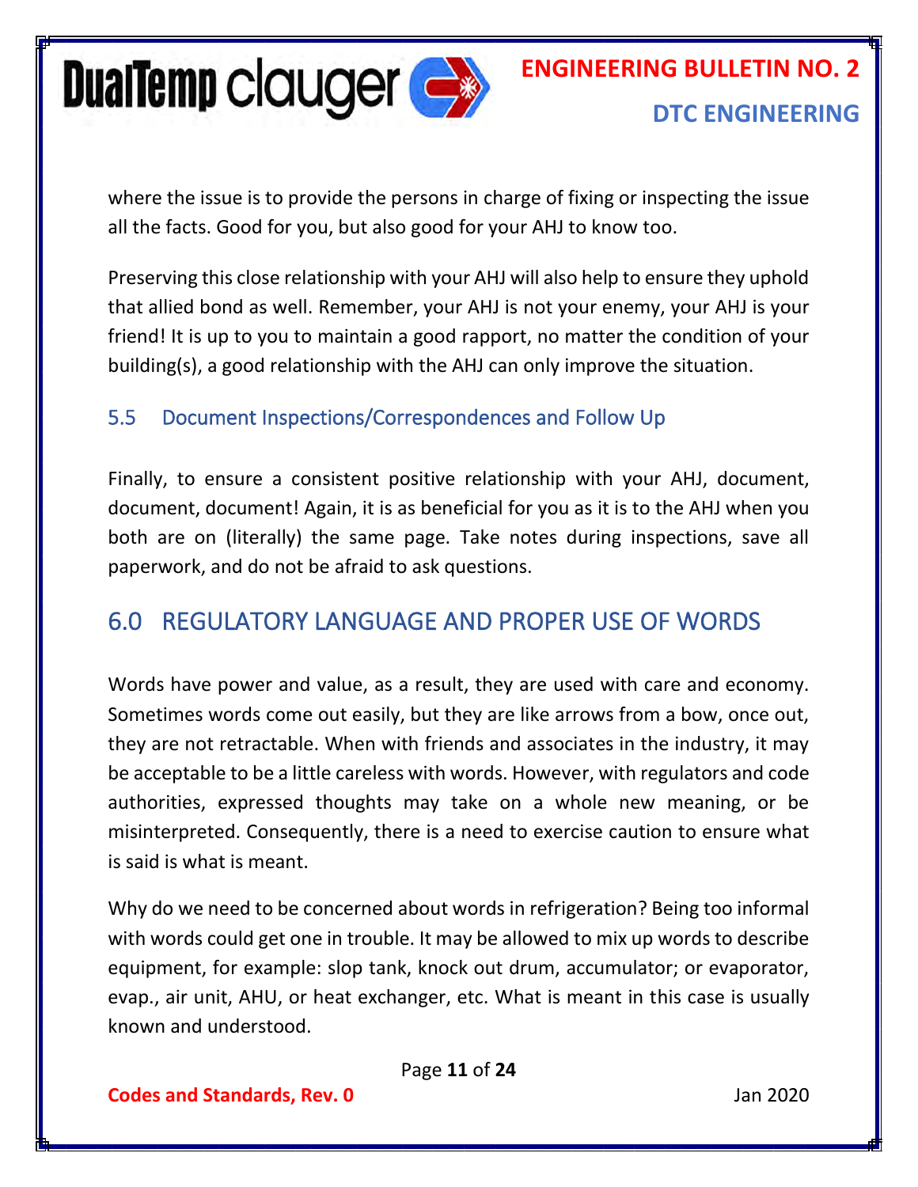where the issue is to provide the persons in charge of fixing or inspecting the issue all the facts. Good for you, but also good for your AHJ to know too.

Preserving this close relationship with your AHJ will also help to ensure they uphold that allied bond as well. Remember, your AHJ is not your enemy, your AHJ is your friend! It is up to you to maintain a good rapport, no matter the condition of your building(s), a good relationship with the AHJ can only improve the situation.

### 5.5 Document Inspections/Correspondences and Follow Up

Finally, to ensure a consistent positive relationship with your AHJ, document, document, document! Again, it is as beneficial for you as it is to the AHJ when you both are on (literally) the same page. Take notes during inspections, save all paperwork, and do not be afraid to ask questions.

## 6.0 REGULATORY LANGUAGE AND PROPER USE OF WORDS

Words have power and value, as a result, they are used with care and economy. Sometimes words come out easily, but they are like arrows from a bow, once out, they are not retractable. When with friends and associates in the industry, it may be acceptable to be a little careless with words. However, with regulators and code authorities, expressed thoughts may take on a whole new meaning, or be misinterpreted. Consequently, there is a need to exercise caution to ensure what is said is what is meant.

Why do we need to be concerned about words in refrigeration? Being too informal with words could get one in trouble. It may be allowed to mix up words to describe equipment, for example: slop tank, knock out drum, accumulator; or evaporator, evap., air unit, AHU, or heat exchanger, etc. What is meant in this case is usually known and understood.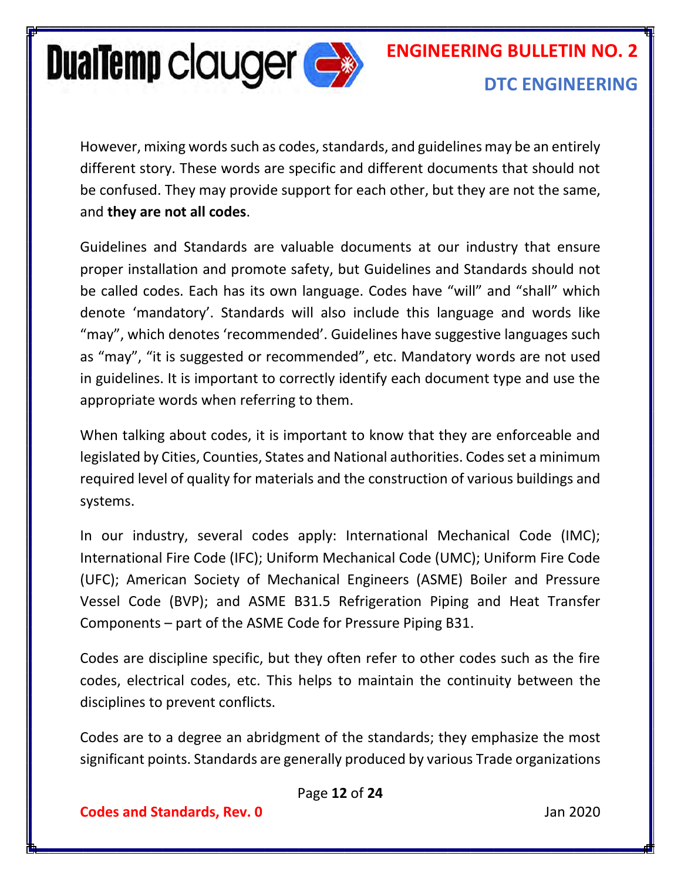However, mixing words such as codes, standards, and guidelines may be an entirely different story. These words are specific and different documents that should not be confused. They may provide support for each other, but they are not the same, and **they are not all codes**.

Guidelines and Standards are valuable documents at our industry that ensure proper installation and promote safety, but Guidelines and Standards should not be called codes. Each has its own language. Codes have "will" and "shall" which denote 'mandatory'. Standards will also include this language and words like "may", which denotes 'recommended'. Guidelines have suggestive languages such as "may", "it is suggested or recommended", etc. Mandatory words are not used in guidelines. It is important to correctly identify each document type and use the appropriate words when referring to them.

When talking about codes, it is important to know that they are enforceable and legislated by Cities, Counties, States and National authorities. Codes set a minimum required level of quality for materials and the construction of various buildings and systems.

In our industry, several codes apply: International Mechanical Code (IMC); International Fire Code (IFC); Uniform Mechanical Code (UMC); Uniform Fire Code (UFC); American Society of Mechanical Engineers (ASME) Boiler and Pressure Vessel Code (BVP); and ASME B31.5 Refrigeration Piping and Heat Transfer Components – part of the ASME Code for Pressure Piping B31.

Codes are discipline specific, but they often refer to other codes such as the fire codes, electrical codes, etc. This helps to maintain the continuity between the disciplines to prevent conflicts.

Codes are to a degree an abridgment of the standards; they emphasize the most significant points. Standards are generally produced by various Trade organizations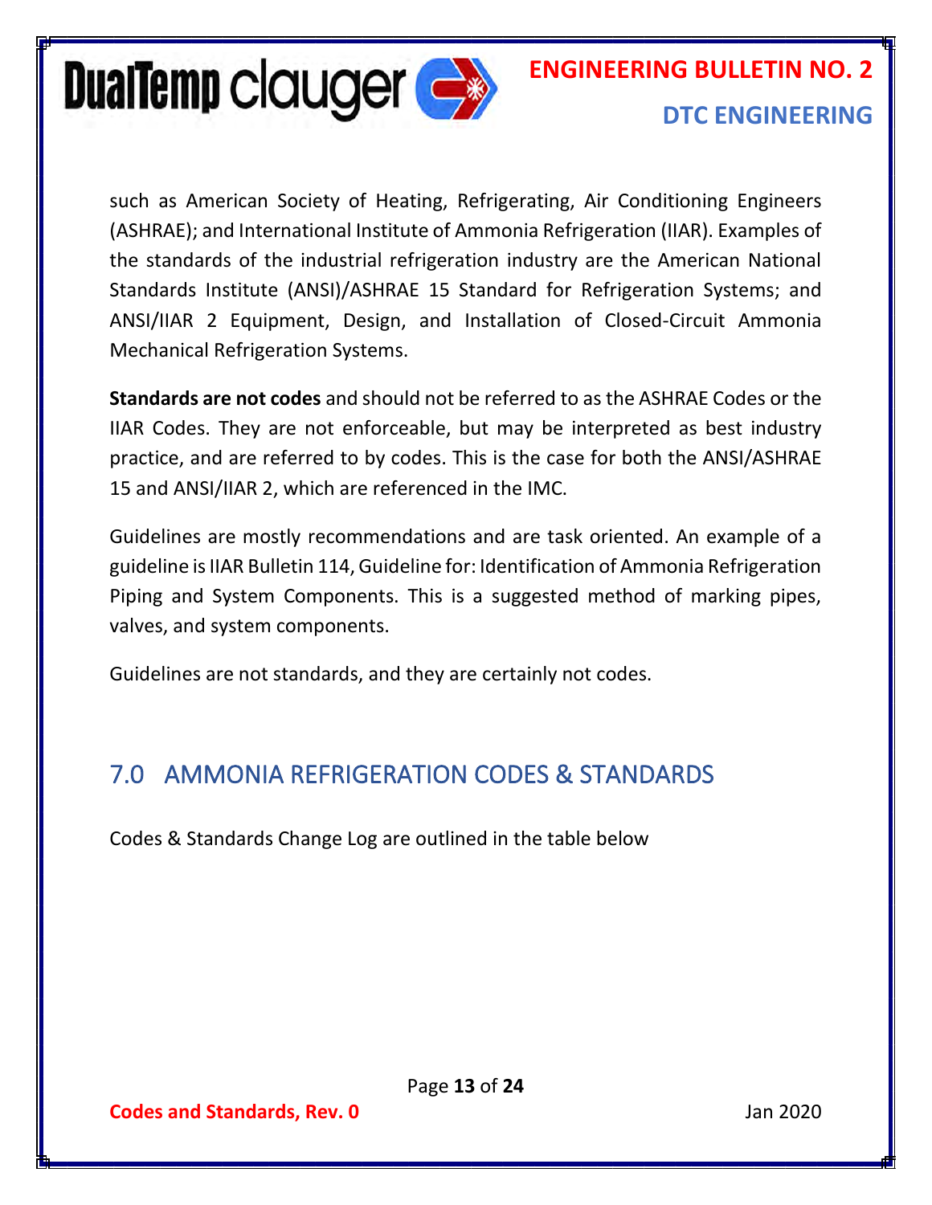such as American Society of Heating, Refrigerating, Air Conditioning Engineers (ASHRAE); and International Institute of Ammonia Refrigeration (IIAR). Examples of the standards of the industrial refrigeration industry are the American National Standards Institute (ANSI)/ASHRAE 15 Standard for Refrigeration Systems; and ANSI/IIAR 2 Equipment, Design, and Installation of Closed-Circuit Ammonia Mechanical Refrigeration Systems.

**Standards are not codes** and should not be referred to as the ASHRAE Codes or the IIAR Codes. They are not enforceable, but may be interpreted as best industry practice, and are referred to by codes. This is the case for both the ANSI/ASHRAE 15 and ANSI/IIAR 2, which are referenced in the IMC.

Guidelines are mostly recommendations and are task oriented. An example of a guideline is IIAR Bulletin 114, Guideline for: Identification of Ammonia Refrigeration Piping and System Components. This is a suggested method of marking pipes, valves, and system components.

Guidelines are not standards, and they are certainly not codes.

## 7.0 AMMONIA REFRIGERATION CODES & STANDARDS

Codes & Standards Change Log are outlined in the table below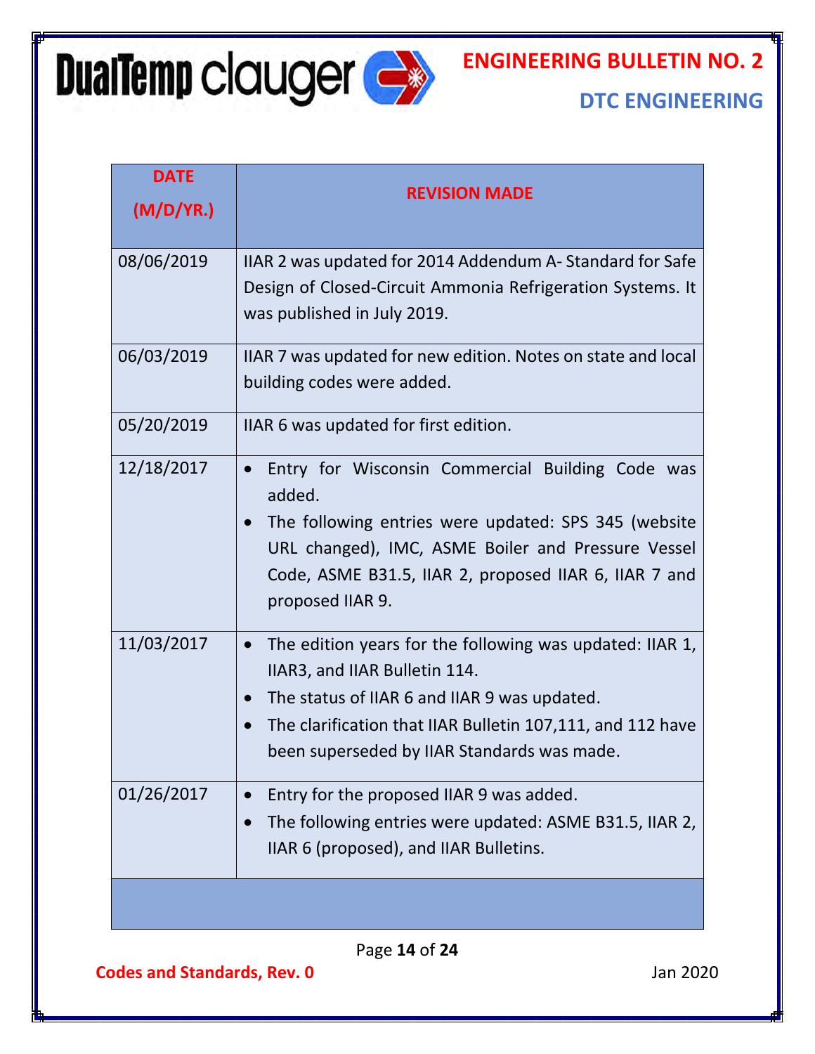| DATE (M/D/YR.) | REVISION MADE |
|---|---|
| 08/06/2019 | IIAR 2 was updated for 2014 Addendum A- Standard for Safe Design of Closed-Circuit Ammonia Refrigeration Systems. It was published in July 2019. |
| 06/03/2019 | IIAR 7 was updated for new edition. Notes on state and local building codes were added. |
| 05/20/2019 | IIAR 6 was updated for first edition. |
| 12/18/2017 | • Entry for Wisconsin Commercial Building Code was added.<br>• The following entries were updated: SPS 345 (website URL changed), IMC, ASME Boiler and Pressure Vessel Code, ASME B31.5, IIAR 2, proposed IIAR 6, IIAR 7 and proposed IIAR 9. |
| 11/03/2017 | • The edition years for the following was updated: IIAR 1, IIAR3, and IIAR Bulletin 114.<br>• The status of IIAR 6 and IIAR 9 was updated.<br>• The clarification that IIAR Bulletin 107,111, and 112 have been superseded by IIAR Standards was made. |
| 01/26/2017 | • Entry for the proposed IIAR 9 was added.<br>• The following entries were updated: ASME B31.5, IIAR 2, IIAR 6 (proposed), and IIAR Bulletins. |
| | |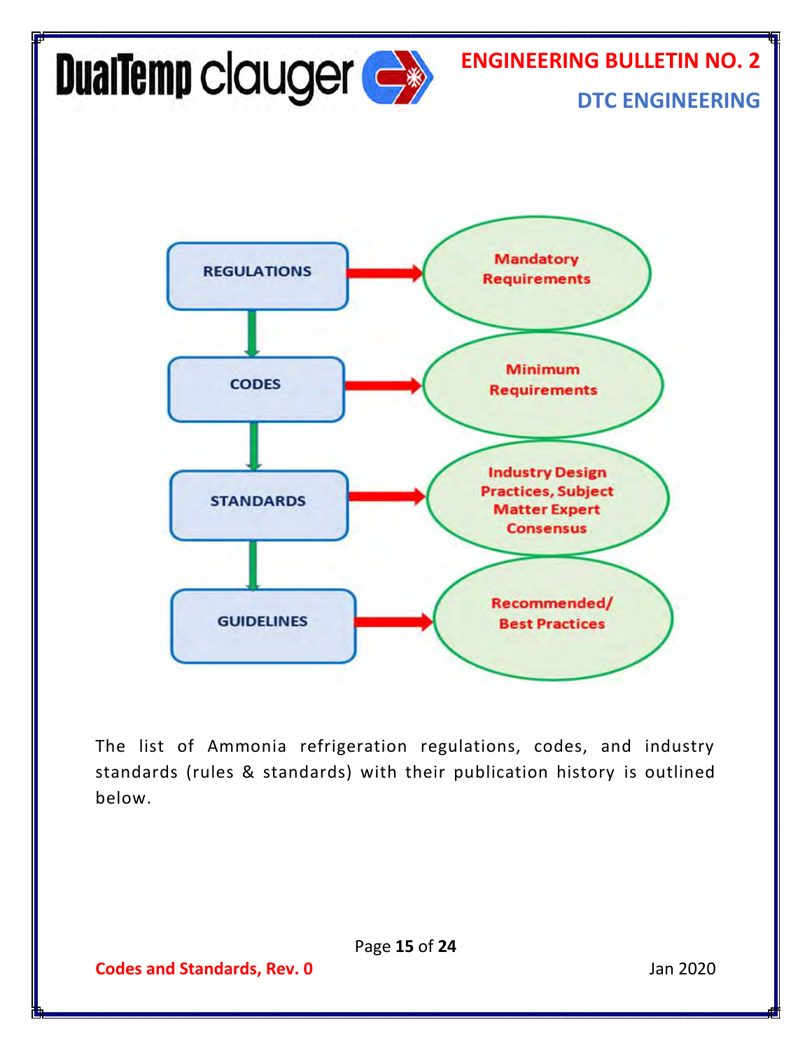| | | |
|---|---|---|
| REGULATIONS | → | Mandatory Requirements |
| ↓ | | |
| CODES | → | Minimum Requirements |
| ↓ | | |
| STANDARDS | → | Industry Design Practices, Subject Matter Expert Consensus |
| ↓ | | |
| GUIDELINES | → | Recommended/ Best Practices |

The list of Ammonia refrigeration regulations, codes, and industry standards (rules & standards) with their publication history is outlined below.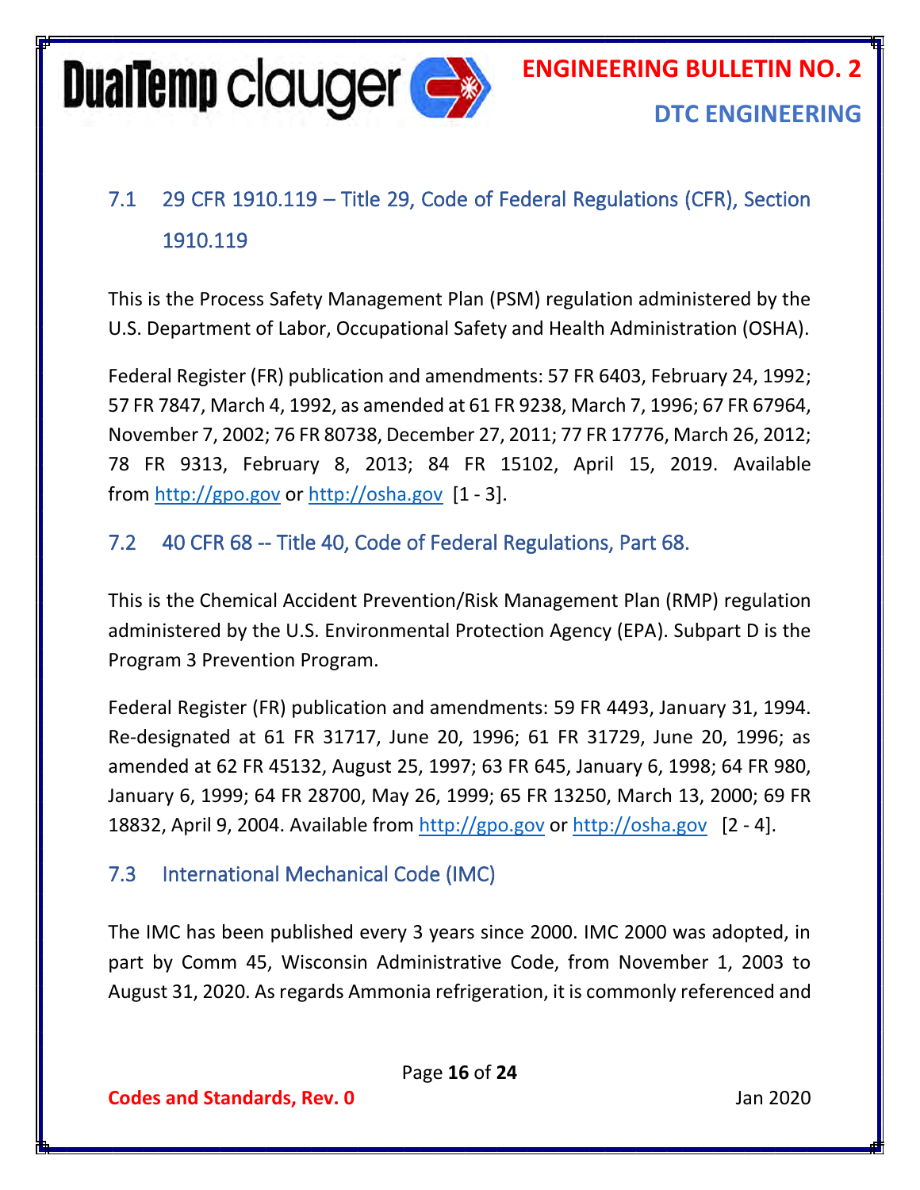## 7.1 29 CFR 1910.119 – Title 29, Code of Federal Regulations (CFR), Section 1910.119

This is the Process Safety Management Plan (PSM) regulation administered by the U.S. Department of Labor, Occupational Safety and Health Administration (OSHA).

Federal Register (FR) publication and amendments: 57 FR 6403, February 24, 1992; 57 FR 7847, March 4, 1992, as amended at 61 FR 9238, March 7, 1996; 67 FR 67964, November 7, 2002; 76 FR 80738, December 27, 2011; 77 FR 17776, March 26, 2012; 78 FR 9313, February 8, 2013; 84 FR 15102, April 15, 2019. Available from http://gpo.gov or http://osha.gov [1 - 3].

## 7.2 40 CFR 68 -- Title 40, Code of Federal Regulations, Part 68.

This is the Chemical Accident Prevention/Risk Management Plan (RMP) regulation administered by the U.S. Environmental Protection Agency (EPA). Subpart D is the Program 3 Prevention Program.

Federal Register (FR) publication and amendments: 59 FR 4493, January 31, 1994. Re-designated at 61 FR 31717, June 20, 1996; 61 FR 31729, June 20, 1996; as amended at 62 FR 45132, August 25, 1997; 63 FR 645, January 6, 1998; 64 FR 980, January 6, 1999; 64 FR 28700, May 26, 1999; 65 FR 13250, March 13, 2000; 69 FR 18832, April 9, 2004. Available from http://gpo.gov or http://osha.gov [2 - 4].

## 7.3 International Mechanical Code (IMC)

The IMC has been published every 3 years since 2000. IMC 2000 was adopted, in part by Comm 45, Wisconsin Administrative Code, from November 1, 2003 to August 31, 2020. As regards Ammonia refrigeration, it is commonly referenced and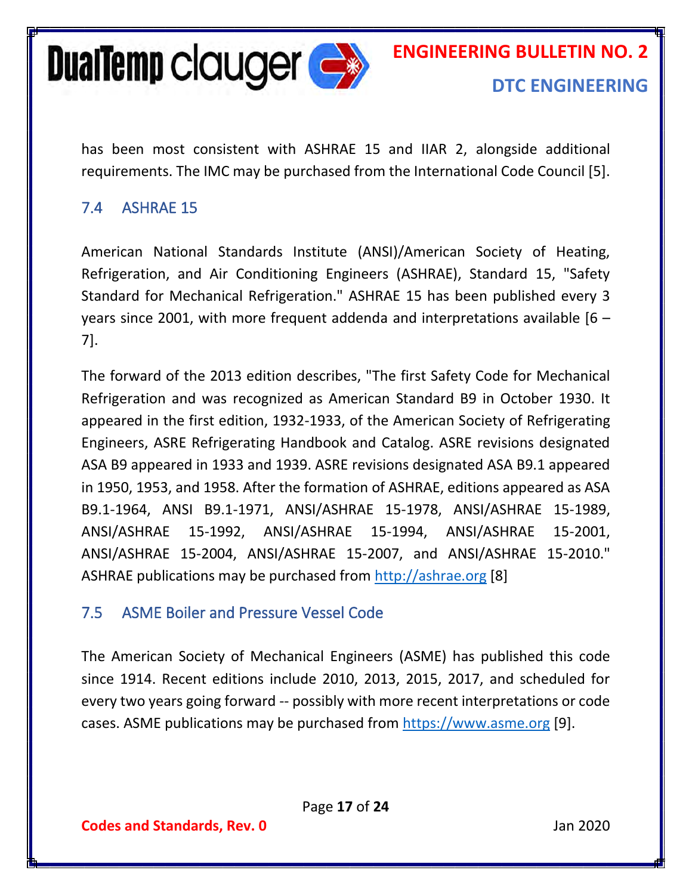has been most consistent with ASHRAE 15 and IIAR 2, alongside additional requirements. The IMC may be purchased from the International Code Council [5].

## 7.4 ASHRAE 15

American National Standards Institute (ANSI)/American Society of Heating, Refrigeration, and Air Conditioning Engineers (ASHRAE), Standard 15, "Safety Standard for Mechanical Refrigeration." ASHRAE 15 has been published every 3 years since 2001, with more frequent addenda and interpretations available [6 – 7].

The forward of the 2013 edition describes, "The first Safety Code for Mechanical Refrigeration and was recognized as American Standard B9 in October 1930. It appeared in the first edition, 1932-1933, of the American Society of Refrigerating Engineers, ASRE Refrigerating Handbook and Catalog. ASRE revisions designated ASA B9 appeared in 1933 and 1939. ASRE revisions designated ASA B9.1 appeared in 1950, 1953, and 1958. After the formation of ASHRAE, editions appeared as ASA B9.1-1964, ANSI B9.1-1971, ANSI/ASHRAE 15-1978, ANSI/ASHRAE 15-1989, ANSI/ASHRAE 15-1992, ANSI/ASHRAE 15-1994, ANSI/ASHRAE 15-2001, ANSI/ASHRAE 15-2004, ANSI/ASHRAE 15-2007, and ANSI/ASHRAE 15-2010." ASHRAE publications may be purchased from http://ashrae.org [8]

## 7.5 ASME Boiler and Pressure Vessel Code

The American Society of Mechanical Engineers (ASME) has published this code since 1914. Recent editions include 2010, 2013, 2015, 2017, and scheduled for every two years going forward -- possibly with more recent interpretations or code cases. ASME publications may be purchased from https://www.asme.org [9].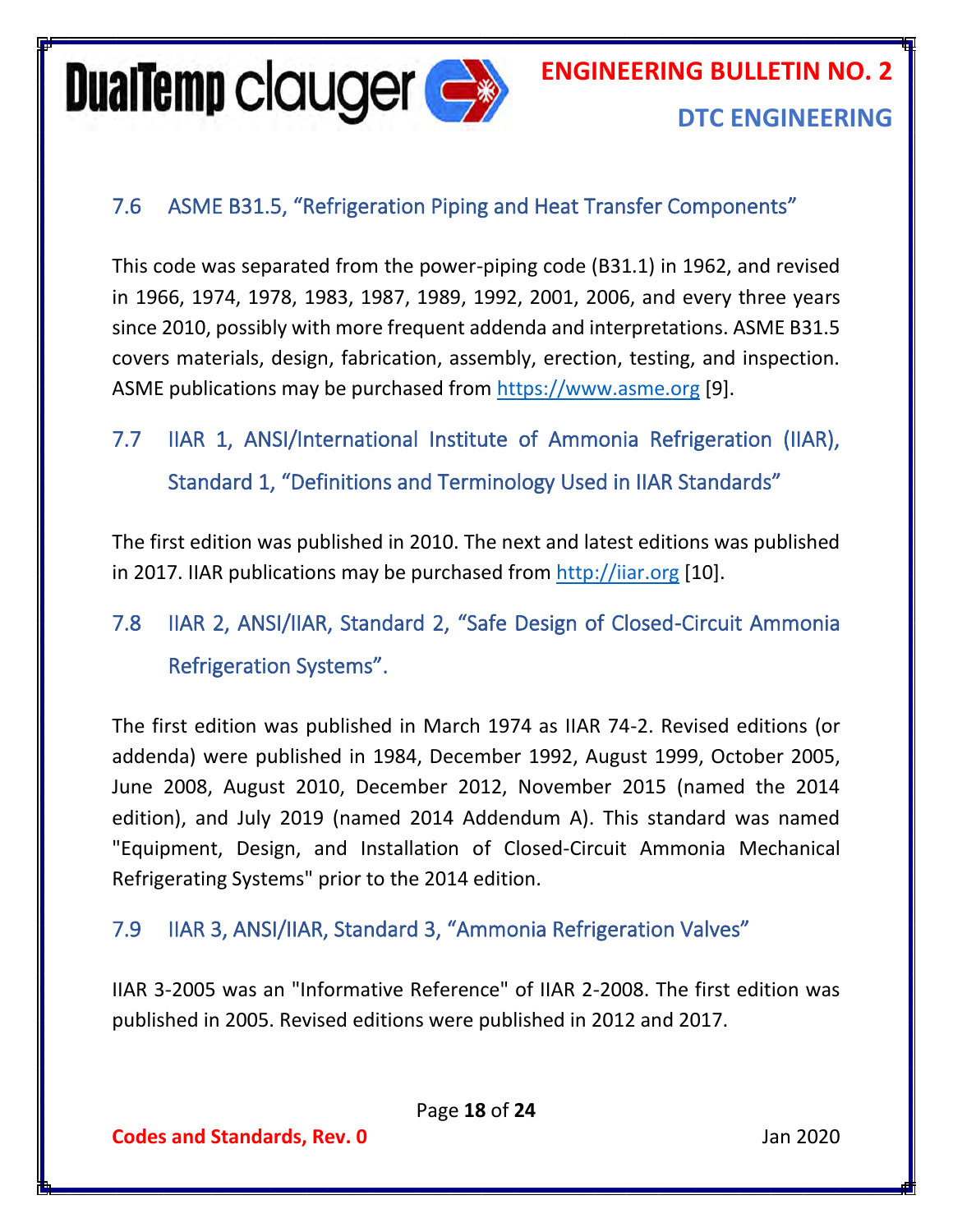## 7.6 ASME B31.5, "Refrigeration Piping and Heat Transfer Components"

This code was separated from the power-piping code (B31.1) in 1962, and revised in 1966, 1974, 1978, 1983, 1987, 1989, 1992, 2001, 2006, and every three years since 2010, possibly with more frequent addenda and interpretations. ASME B31.5 covers materials, design, fabrication, assembly, erection, testing, and inspection. ASME publications may be purchased from https://www.asme.org [9].

## 7.7 IIAR 1, ANSI/International Institute of Ammonia Refrigeration (IIAR), Standard 1, "Definitions and Terminology Used in IIAR Standards"

The first edition was published in 2010. The next and latest editions was published in 2017. IIAR publications may be purchased from http://iiar.org [10].

## 7.8 IIAR 2, ANSI/IIAR, Standard 2, "Safe Design of Closed-Circuit Ammonia Refrigeration Systems".

The first edition was published in March 1974 as IIAR 74-2. Revised editions (or addenda) were published in 1984, December 1992, August 1999, October 2005, June 2008, August 2010, December 2012, November 2015 (named the 2014 edition), and July 2019 (named 2014 Addendum A). This standard was named "Equipment, Design, and Installation of Closed-Circuit Ammonia Mechanical Refrigerating Systems" prior to the 2014 edition.

## 7.9 IIAR 3, ANSI/IIAR, Standard 3, "Ammonia Refrigeration Valves"

IIAR 3-2005 was an "Informative Reference" of IIAR 2-2008. The first edition was published in 2005. Revised editions were published in 2012 and 2017.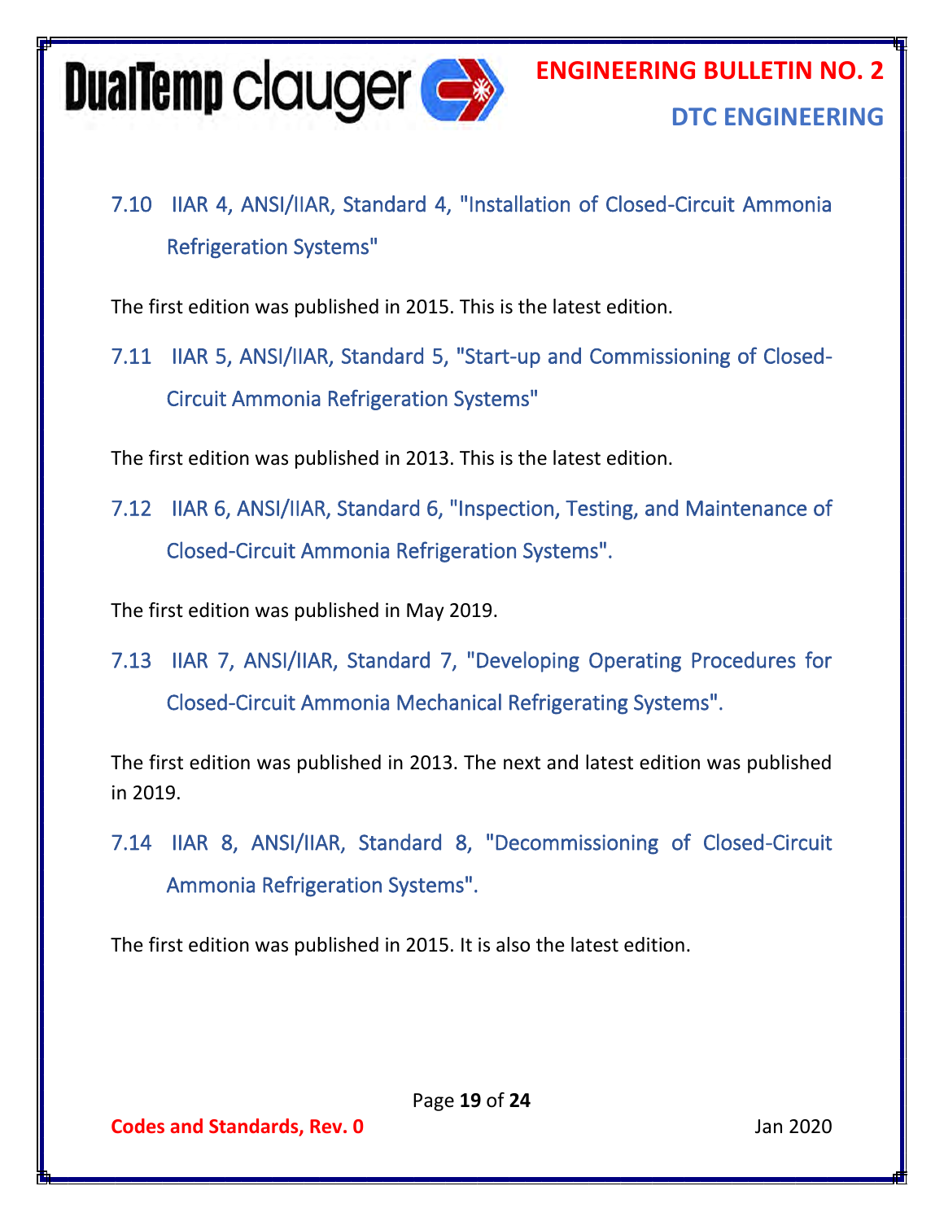### 7.10 IIAR 4, ANSI/IIAR, Standard 4, "Installation of Closed-Circuit Ammonia Refrigeration Systems"

The first edition was published in 2015. This is the latest edition.

### 7.11 IIAR 5, ANSI/IIAR, Standard 5, "Start-up and Commissioning of Closed-Circuit Ammonia Refrigeration Systems"

The first edition was published in 2013. This is the latest edition.

### 7.12 IIAR 6, ANSI/IIAR, Standard 6, "Inspection, Testing, and Maintenance of Closed-Circuit Ammonia Refrigeration Systems".

The first edition was published in May 2019.

### 7.13 IIAR 7, ANSI/IIAR, Standard 7, "Developing Operating Procedures for Closed-Circuit Ammonia Mechanical Refrigerating Systems".

The first edition was published in 2013. The next and latest edition was published in 2019.

### 7.14 IIAR 8, ANSI/IIAR, Standard 8, "Decommissioning of Closed-Circuit Ammonia Refrigeration Systems".

The first edition was published in 2015. It is also the latest edition.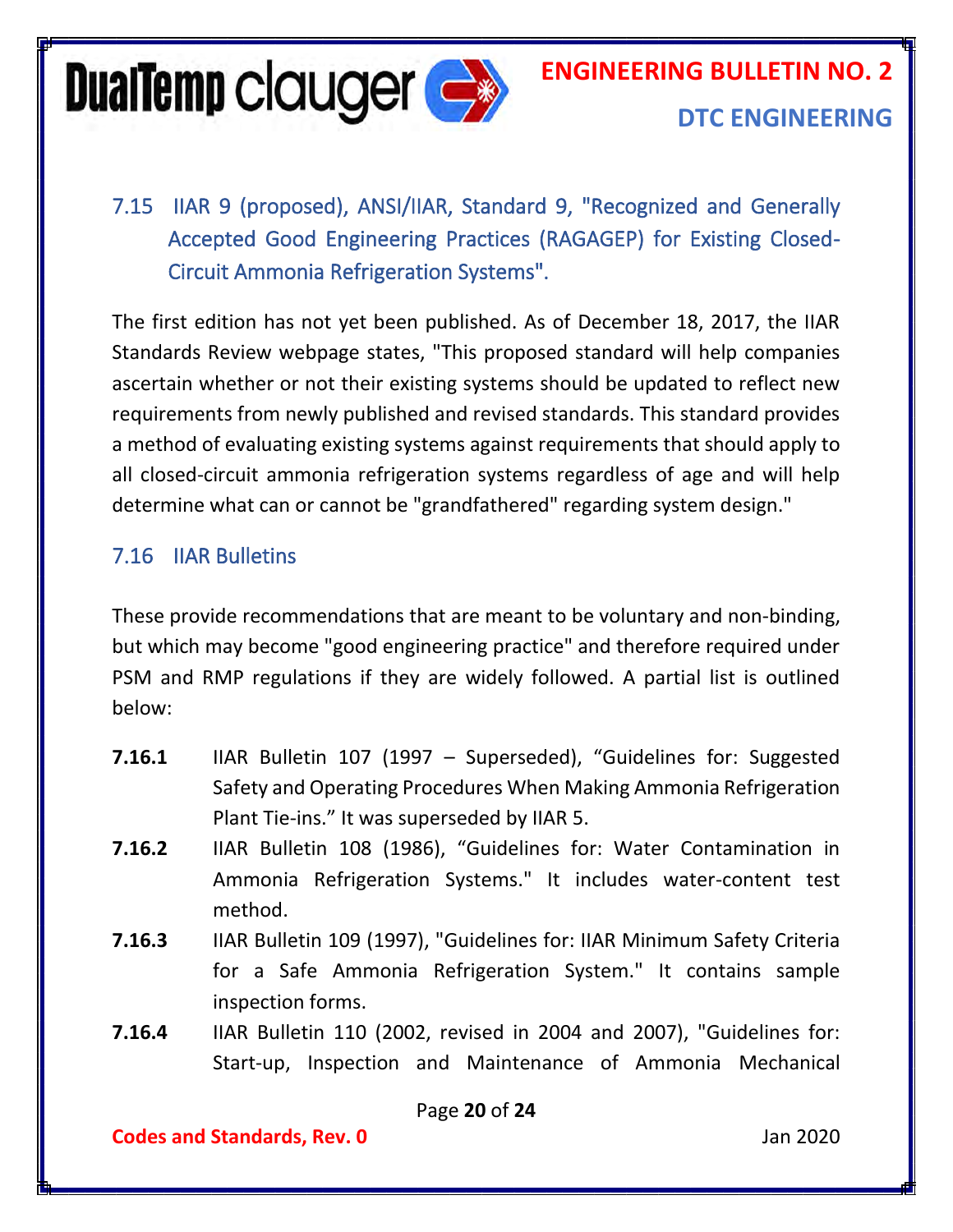## 7.15 IIAR 9 (proposed), ANSI/IIAR, Standard 9, "Recognized and Generally Accepted Good Engineering Practices (RAGAGEP) for Existing Closed-Circuit Ammonia Refrigeration Systems".

The first edition has not yet been published. As of December 18, 2017, the IIAR Standards Review webpage states, "This proposed standard will help companies ascertain whether or not their existing systems should be updated to reflect new requirements from newly published and revised standards. This standard provides a method of evaluating existing systems against requirements that should apply to all closed-circuit ammonia refrigeration systems regardless of age and will help determine what can or cannot be "grandfathered" regarding system design."

## 7.16 IIAR Bulletins

These provide recommendations that are meant to be voluntary and non-binding, but which may become "good engineering practice" and therefore required under PSM and RMP regulations if they are widely followed. A partial list is outlined below:

**7.16.1** IIAR Bulletin 107 (1997 – Superseded), "Guidelines for: Suggested Safety and Operating Procedures When Making Ammonia Refrigeration Plant Tie-ins." It was superseded by IIAR 5.

**7.16.2** IIAR Bulletin 108 (1986), "Guidelines for: Water Contamination in Ammonia Refrigeration Systems." It includes water-content test method.

**7.16.3** IIAR Bulletin 109 (1997), "Guidelines for: IIAR Minimum Safety Criteria for a Safe Ammonia Refrigeration System." It contains sample inspection forms.

**7.16.4** IIAR Bulletin 110 (2002, revised in 2004 and 2007), "Guidelines for: Start-up, Inspection and Maintenance of Ammonia Mechanical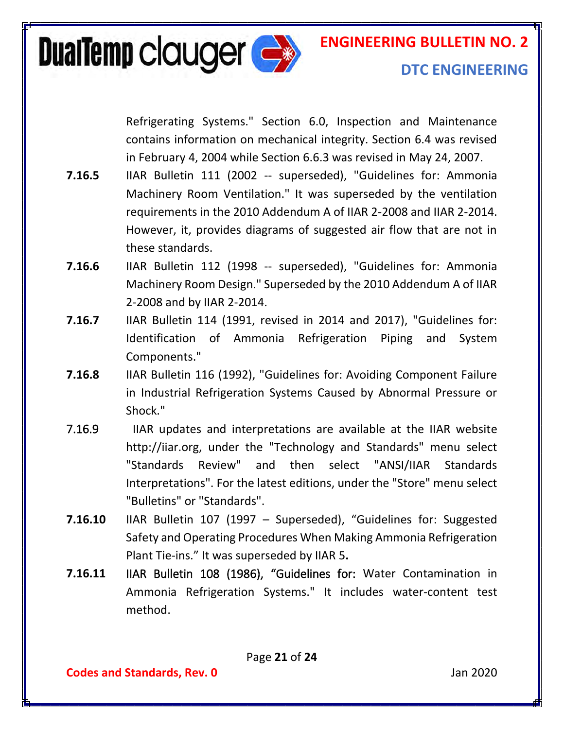Refrigerating Systems." Section 6.0, Inspection and Maintenance contains information on mechanical integrity. Section 6.4 was revised in February 4, 2004 while Section 6.6.3 was revised in May 24, 2007.

**7.16.5** IIAR Bulletin 111 (2002 -- superseded), "Guidelines for: Ammonia Machinery Room Ventilation." It was superseded by the ventilation requirements in the 2010 Addendum A of IIAR 2-2008 and IIAR 2-2014. However, it, provides diagrams of suggested air flow that are not in these standards.

**7.16.6** IIAR Bulletin 112 (1998 -- superseded), "Guidelines for: Ammonia Machinery Room Design." Superseded by the 2010 Addendum A of IIAR 2-2008 and by IIAR 2-2014.

**7.16.7** IIAR Bulletin 114 (1991, revised in 2014 and 2017), "Guidelines for: Identification of Ammonia Refrigeration Piping and System Components."

**7.16.8** IIAR Bulletin 116 (1992), "Guidelines for: Avoiding Component Failure in Industrial Refrigeration Systems Caused by Abnormal Pressure or Shock."

7.16.9 IIAR updates and interpretations are available at the IIAR website http://iiar.org, under the "Technology and Standards" menu select "Standards Review" and then select "ANSI/IIAR Standards Interpretations". For the latest editions, under the "Store" menu select "Bulletins" or "Standards".

**7.16.10** IIAR Bulletin 107 (1997 – Superseded), "Guidelines for: Suggested Safety and Operating Procedures When Making Ammonia Refrigeration Plant Tie-ins." It was superseded by IIAR 5**.**

**7.16.11** IIAR Bulletin 108 (1986), "Guidelines for: Water Contamination in Ammonia Refrigeration Systems." It includes water-content test method.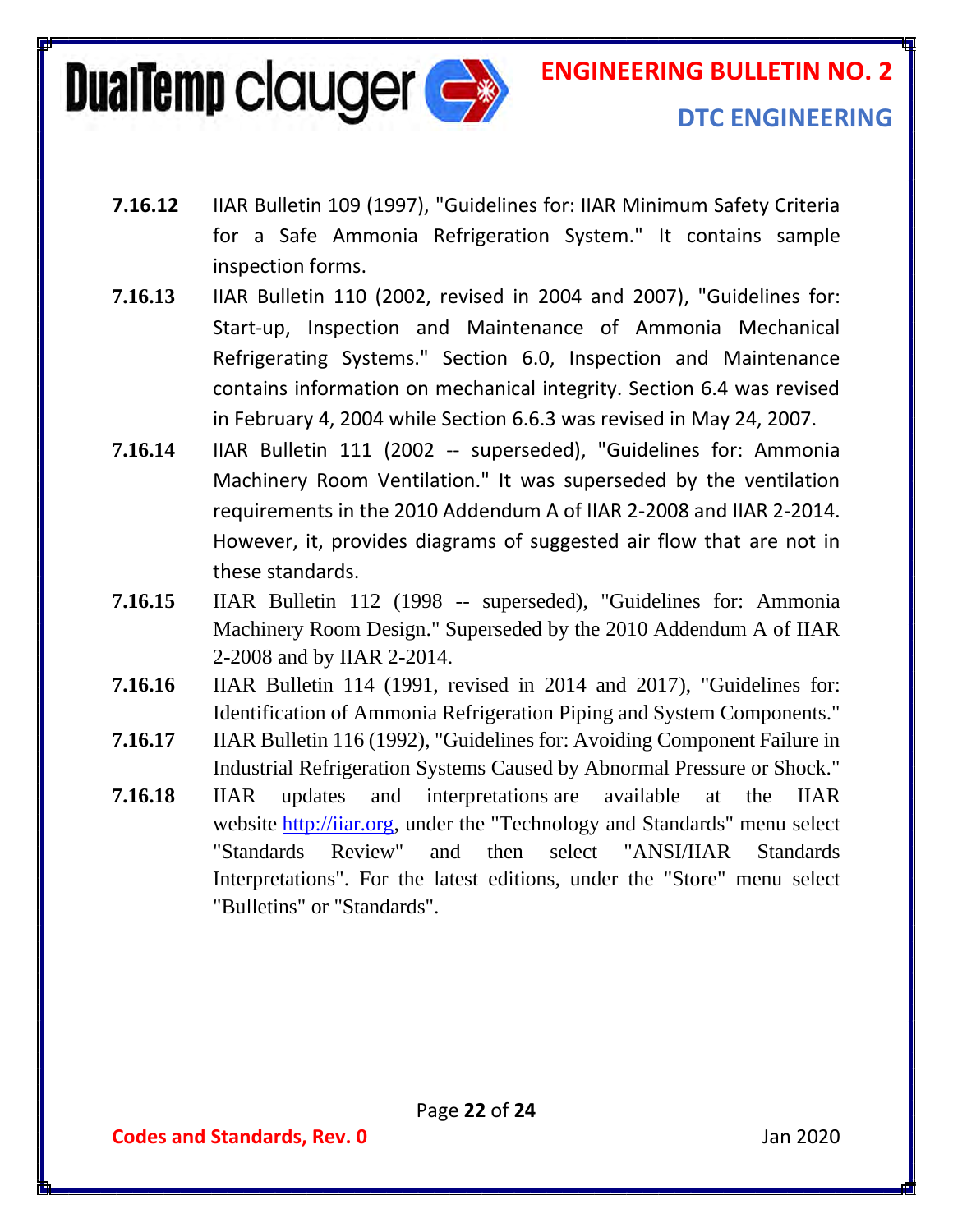**7.16.12** IIAR Bulletin 109 (1997), "Guidelines for: IIAR Minimum Safety Criteria for a Safe Ammonia Refrigeration System." It contains sample inspection forms.

**7.16.13** IIAR Bulletin 110 (2002, revised in 2004 and 2007), "Guidelines for: Start-up, Inspection and Maintenance of Ammonia Mechanical Refrigerating Systems." Section 6.0, Inspection and Maintenance contains information on mechanical integrity. Section 6.4 was revised in February 4, 2004 while Section 6.6.3 was revised in May 24, 2007.

**7.16.14** IIAR Bulletin 111 (2002 -- superseded), "Guidelines for: Ammonia Machinery Room Ventilation." It was superseded by the ventilation requirements in the 2010 Addendum A of IIAR 2-2008 and IIAR 2-2014. However, it, provides diagrams of suggested air flow that are not in these standards.

**7.16.15** IIAR Bulletin 112 (1998 -- superseded), "Guidelines for: Ammonia Machinery Room Design." Superseded by the 2010 Addendum A of IIAR 2-2008 and by IIAR 2-2014.

**7.16.16** IIAR Bulletin 114 (1991, revised in 2014 and 2017), "Guidelines for: Identification of Ammonia Refrigeration Piping and System Components."

**7.16.17** IIAR Bulletin 116 (1992), "Guidelines for: Avoiding Component Failure in Industrial Refrigeration Systems Caused by Abnormal Pressure or Shock."

**7.16.18** IIAR updates and interpretations are available at the IIAR website http://iiar.org, under the "Technology and Standards" menu select "Standards Review" and then select "ANSI/IIAR Standards Interpretations". For the latest editions, under the "Store" menu select "Bulletins" or "Standards".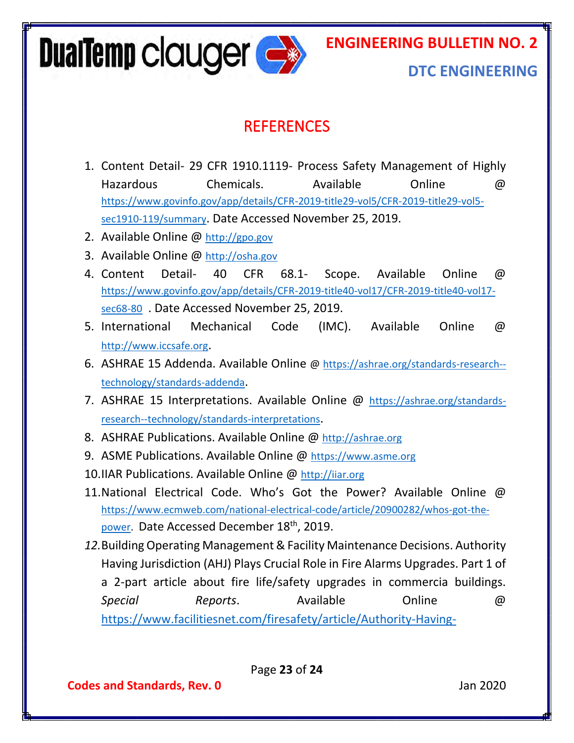## REFERENCES

1. Content Detail- 29 CFR 1910.1119- Process Safety Management of Highly Hazardous Chemicals. Available Online @ https://www.govinfo.gov/app/details/CFR-2019-title29-vol5/CFR-2019-title29-vol5-sec1910-119/summary. Date Accessed November 25, 2019.
2. Available Online @ http://gpo.gov
3. Available Online @ http://osha.gov
4. Content Detail- 40 CFR 68.1- Scope. Available Online @ https://www.govinfo.gov/app/details/CFR-2019-title40-vol17/CFR-2019-title40-vol17-sec68-80 . Date Accessed November 25, 2019.
5. International Mechanical Code (IMC). Available Online @ http://www.iccsafe.org.
6. ASHRAE 15 Addenda. Available Online @ https://ashrae.org/standards-research--technology/standards-addenda.
7. ASHRAE 15 Interpretations. Available Online @ https://ashrae.org/standards-research--technology/standards-interpretations.
8. ASHRAE Publications. Available Online @ http://ashrae.org
9. ASME Publications. Available Online @ https://www.asme.org
10. IIAR Publications. Available Online @ http://iiar.org
11. National Electrical Code. Who's Got the Power? Available Online @ https://www.ecmweb.com/national-electrical-code/article/20900282/whos-got-the-power. Date Accessed December 18th, 2019.
12. Building Operating Management & Facility Maintenance Decisions. Authority Having Jurisdiction (AHJ) Plays Crucial Role in Fire Alarms Upgrades. Part 1 of a 2-part article about fire life/safety upgrades in commercia buildings. *Special Reports*. Available Online @ https://www.facilitiesnet.com/firesafety/article/Authority-Having-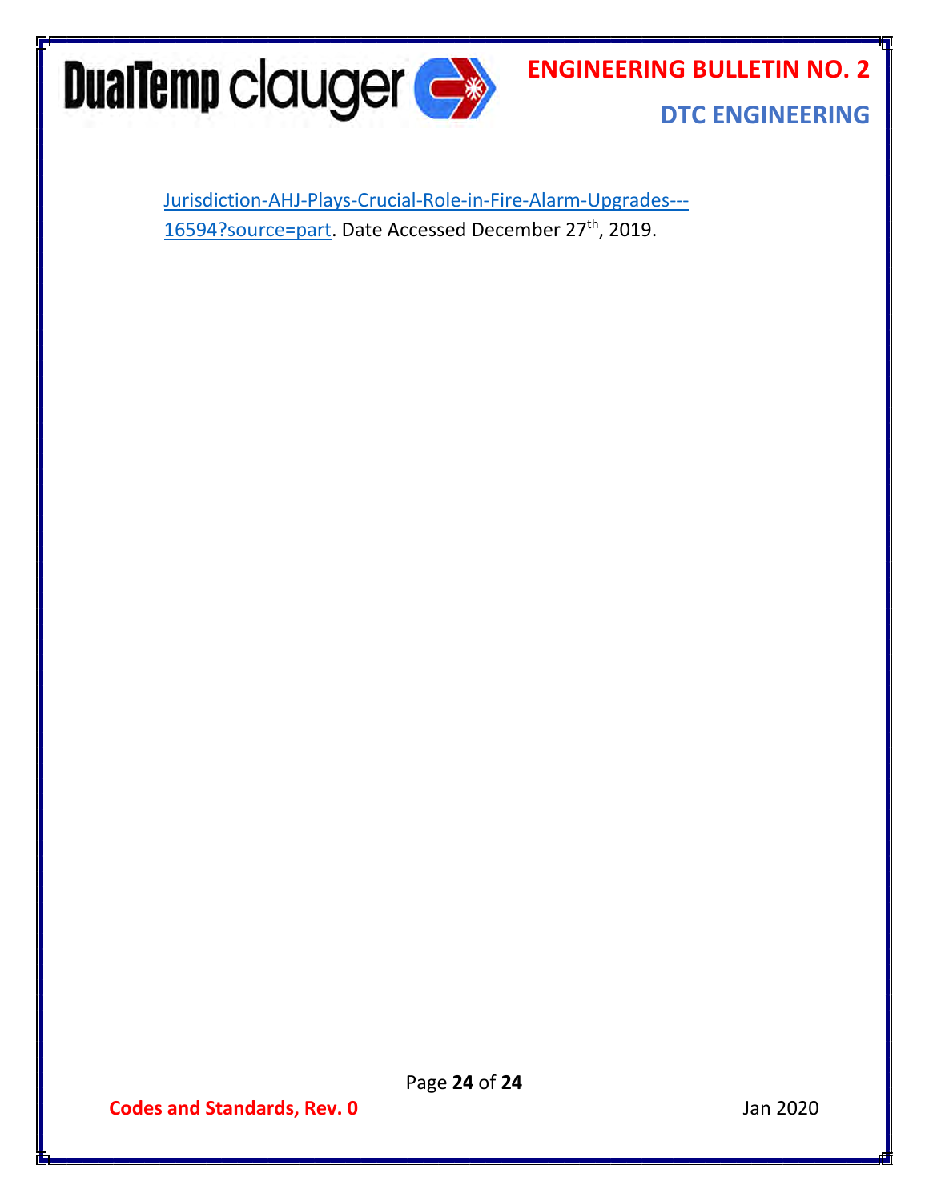Jurisdiction-AHJ-Plays-Crucial-Role-in-Fire-Alarm-Upgrades---16594?source=part. Date Accessed December 27th, 2019.